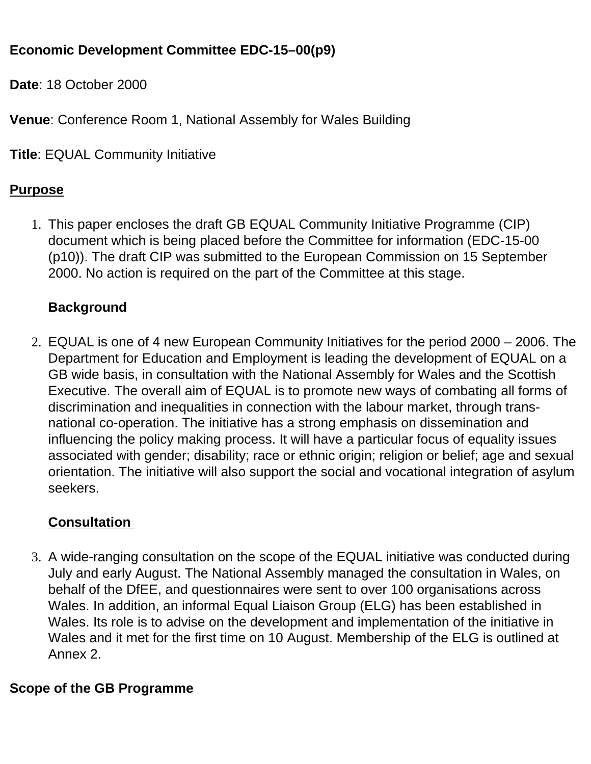**Economic Development Committee EDC-15–00(p9)**

**Date**: 18 October 2000

**Venue**: Conference Room 1, National Assembly for Wales Building

**Title**: EQUAL Community Initiative

## Purpose

1. This paper encloses the draft GB EQUAL Community Initiative Programme (CIP) document which is being placed before the Committee for information (EDC-15-00 (p10)). The draft CIP was submitted to the European Commission on 15 September 2000. No action is required on the part of the Committee at this stage.

## Background

2. EQUAL is one of 4 new European Community Initiatives for the period 2000 – 2006. The Department for Education and Employment is leading the development of EQUAL on a GB wide basis, in consultation with the National Assembly for Wales and the Scottish Executive. The overall aim of EQUAL is to promote new ways of combating all forms of discrimination and inequalities in connection with the labour market, through trans-national co-operation. The initiative has a strong emphasis on dissemination and influencing the policy making process. It will have a particular focus of equality issues associated with gender; disability; race or ethnic origin; religion or belief; age and sexual orientation. The initiative will also support the social and vocational integration of asylum seekers.

## Consultation

3. A wide-ranging consultation on the scope of the EQUAL initiative was conducted during July and early August. The National Assembly managed the consultation in Wales, on behalf of the DfEE, and questionnaires were sent to over 100 organisations across Wales. In addition, an informal Equal Liaison Group (ELG) has been established in Wales. Its role is to advise on the development and implementation of the initiative in Wales and it met for the first time on 10 August. Membership of the ELG is outlined at Annex 2.

## Scope of the GB Programme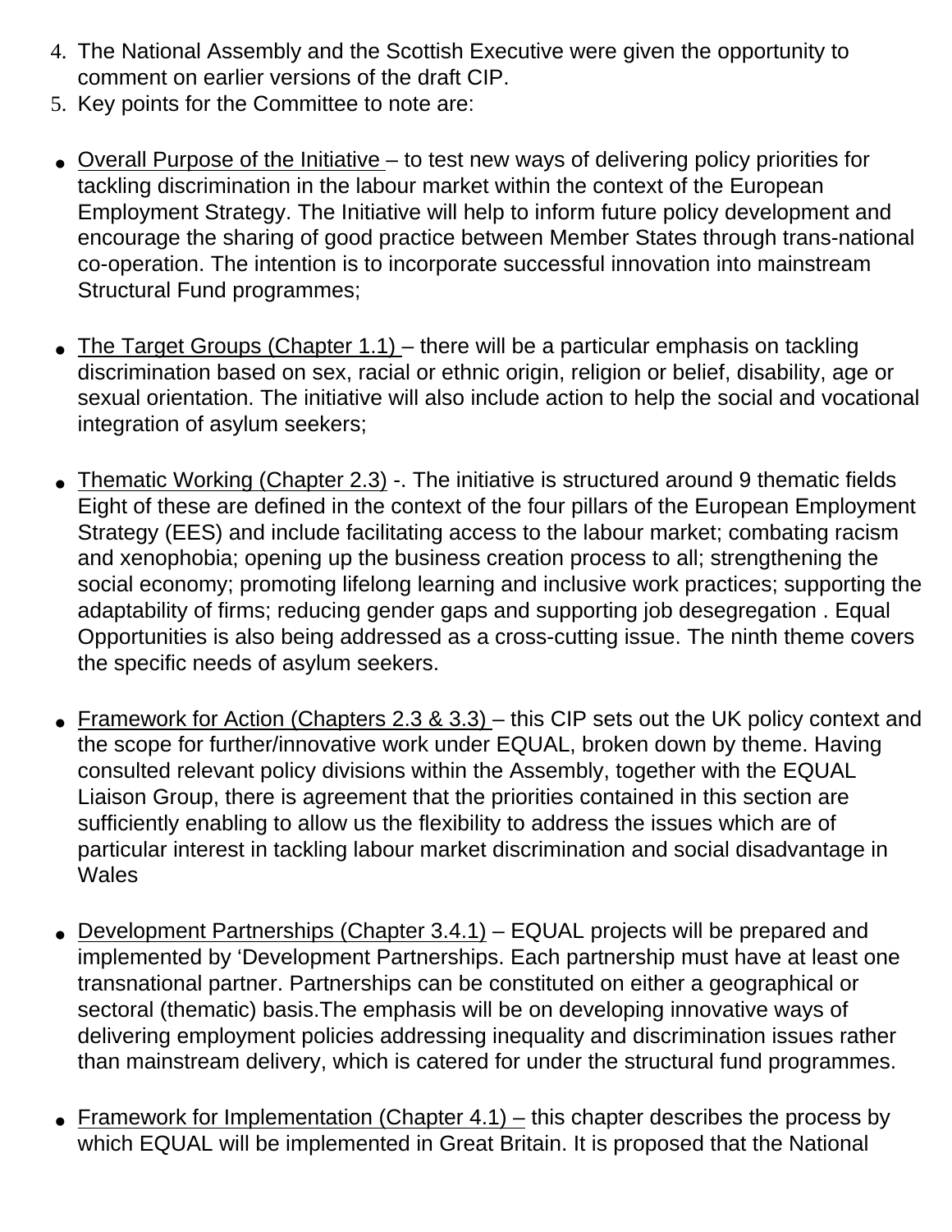4. The National Assembly and the Scottish Executive were given the opportunity to comment on earlier versions of the draft CIP.
5. Key points for the Committee to note are:

- Overall Purpose of the Initiative – to test new ways of delivering policy priorities for tackling discrimination in the labour market within the context of the European Employment Strategy. The Initiative will help to inform future policy development and encourage the sharing of good practice between Member States through trans-national co-operation. The intention is to incorporate successful innovation into mainstream Structural Fund programmes;

- The Target Groups (Chapter 1.1) – there will be a particular emphasis on tackling discrimination based on sex, racial or ethnic origin, religion or belief, disability, age or sexual orientation. The initiative will also include action to help the social and vocational integration of asylum seekers;

- Thematic Working (Chapter 2.3) -. The initiative is structured around 9 thematic fields Eight of these are defined in the context of the four pillars of the European Employment Strategy (EES) and include facilitating access to the labour market; combating racism and xenophobia; opening up the business creation process to all; strengthening the social economy; promoting lifelong learning and inclusive work practices; supporting the adaptability of firms; reducing gender gaps and supporting job desegregation . Equal Opportunities is also being addressed as a cross-cutting issue. The ninth theme covers the specific needs of asylum seekers.

- Framework for Action (Chapters 2.3 & 3.3) – this CIP sets out the UK policy context and the scope for further/innovative work under EQUAL, broken down by theme. Having consulted relevant policy divisions within the Assembly, together with the EQUAL Liaison Group, there is agreement that the priorities contained in this section are sufficiently enabling to allow us the flexibility to address the issues which are of particular interest in tackling labour market discrimination and social disadvantage in Wales

- Development Partnerships (Chapter 3.4.1) – EQUAL projects will be prepared and implemented by 'Development Partnerships. Each partnership must have at least one transnational partner. Partnerships can be constituted on either a geographical or sectoral (thematic) basis.The emphasis will be on developing innovative ways of delivering employment policies addressing inequality and discrimination issues rather than mainstream delivery, which is catered for under the structural fund programmes.

- Framework for Implementation (Chapter 4.1) – this chapter describes the process by which EQUAL will be implemented in Great Britain. It is proposed that the National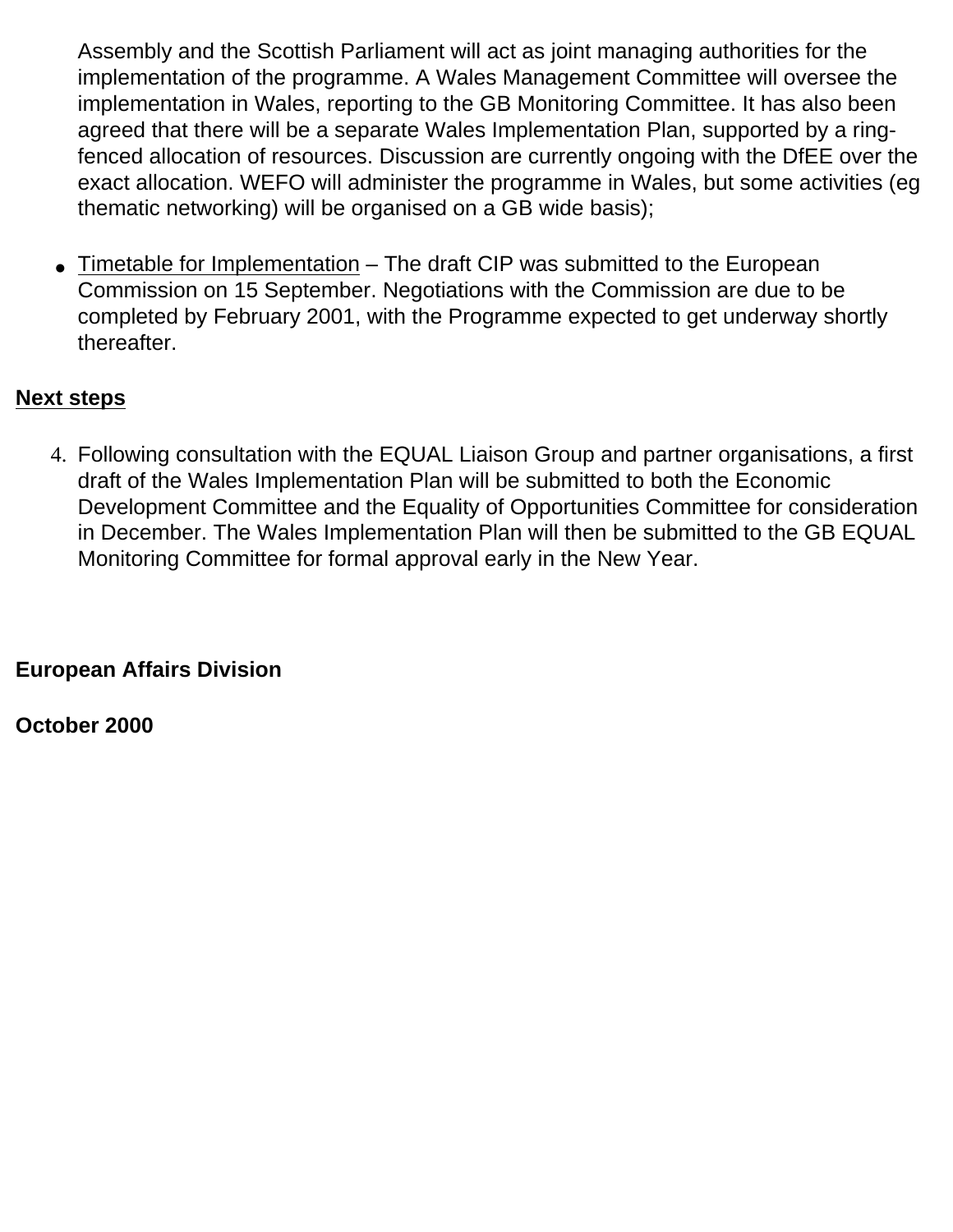Assembly and the Scottish Parliament will act as joint managing authorities for the implementation of the programme. A Wales Management Committee will oversee the implementation in Wales, reporting to the GB Monitoring Committee. It has also been agreed that there will be a separate Wales Implementation Plan, supported by a ring-fenced allocation of resources. Discussion are currently ongoing with the DfEE over the exact allocation. WEFO will administer the programme in Wales, but some activities (eg thematic networking) will be organised on a GB wide basis);

- Timetable for Implementation – The draft CIP was submitted to the European Commission on 15 September. Negotiations with the Commission are due to be completed by February 2001, with the Programme expected to get underway shortly thereafter.

**Next steps**

4. Following consultation with the EQUAL Liaison Group and partner organisations, a first draft of the Wales Implementation Plan will be submitted to both the Economic Development Committee and the Equality of Opportunities Committee for consideration in December. The Wales Implementation Plan will then be submitted to the GB EQUAL Monitoring Committee for formal approval early in the New Year.

**European Affairs Division**

**October 2000**